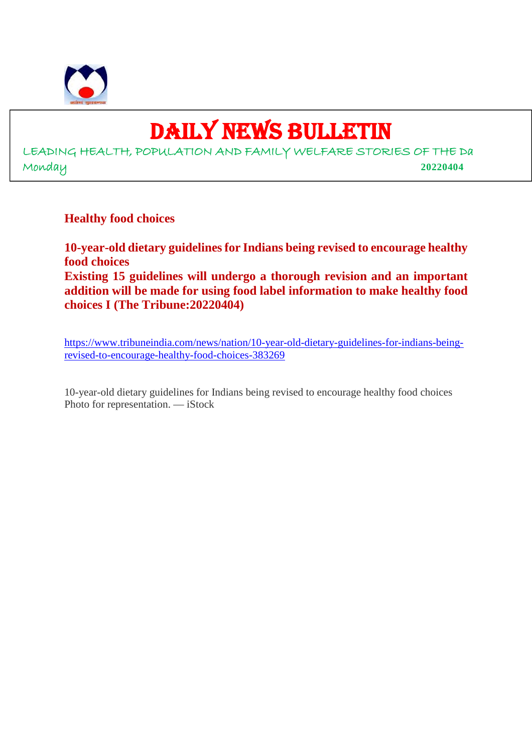# DAILY NEWS BULLETIN

LEADING HEALTH, POPULATION AND FAMILY WELFARE STORIES OF THE Da

Monday 20220404

## Healthy food choices

**10-year-old dietary guidelines for Indians being revised to encourage healthy food choices**

**Existing 15 guidelines will undergo a thorough revision and an important addition will be made for using food label information to make healthy food choices I (The Tribune:20220404)**

https://www.tribuneindia.com/news/nation/10-year-old-dietary-guidelines-for-indians-being-revised-to-encourage-healthy-food-choices-383269

10-year-old dietary guidelines for Indians being revised to encourage healthy food choices
Photo for representation. — iStock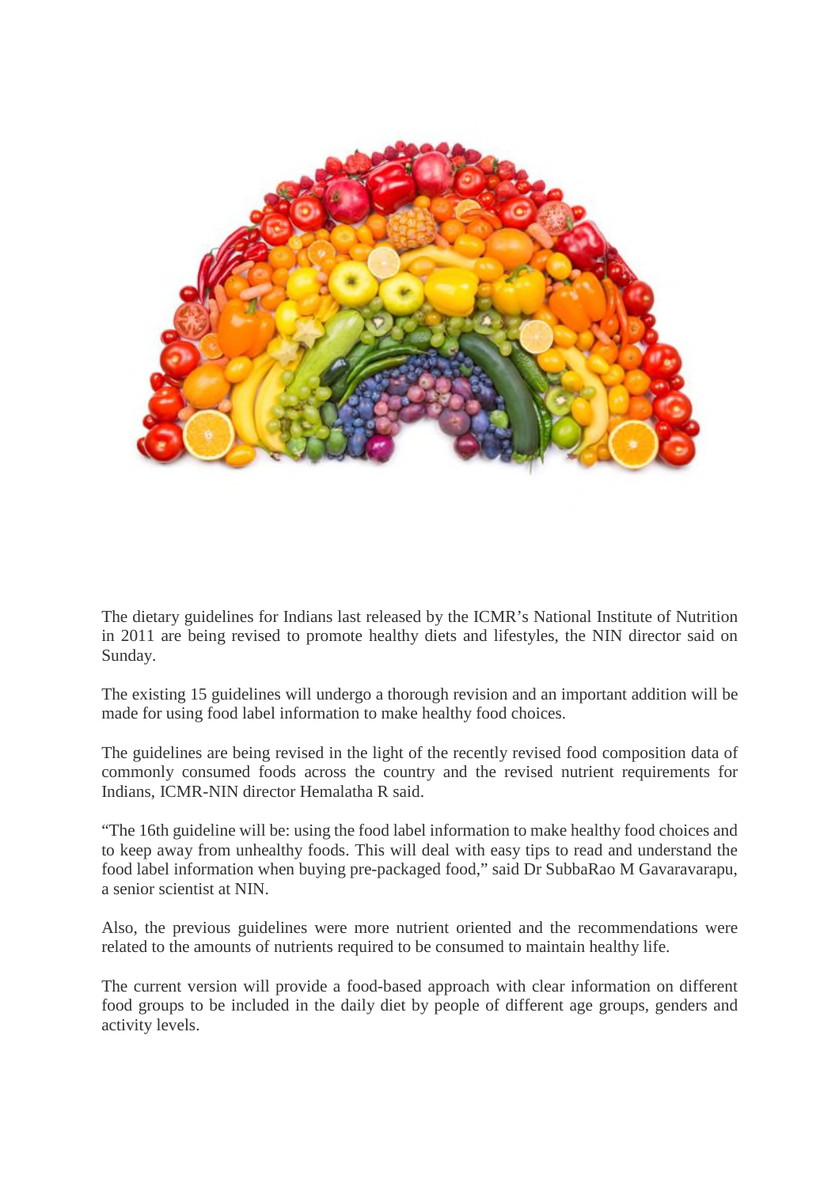The dietary guidelines for Indians last released by the ICMR's National Institute of Nutrition in 2011 are being revised to promote healthy diets and lifestyles, the NIN director said on Sunday.

The existing 15 guidelines will undergo a thorough revision and an important addition will be made for using food label information to make healthy food choices.

The guidelines are being revised in the light of the recently revised food composition data of commonly consumed foods across the country and the revised nutrient requirements for Indians, ICMR-NIN director Hemalatha R said.

"The 16th guideline will be: using the food label information to make healthy food choices and to keep away from unhealthy foods. This will deal with easy tips to read and understand the food label information when buying pre-packaged food," said Dr SubbaRao M Gavaravarapu, a senior scientist at NIN.

Also, the previous guidelines were more nutrient oriented and the recommendations were related to the amounts of nutrients required to be consumed to maintain healthy life.

The current version will provide a food-based approach with clear information on different food groups to be included in the daily diet by people of different age groups, genders and activity levels.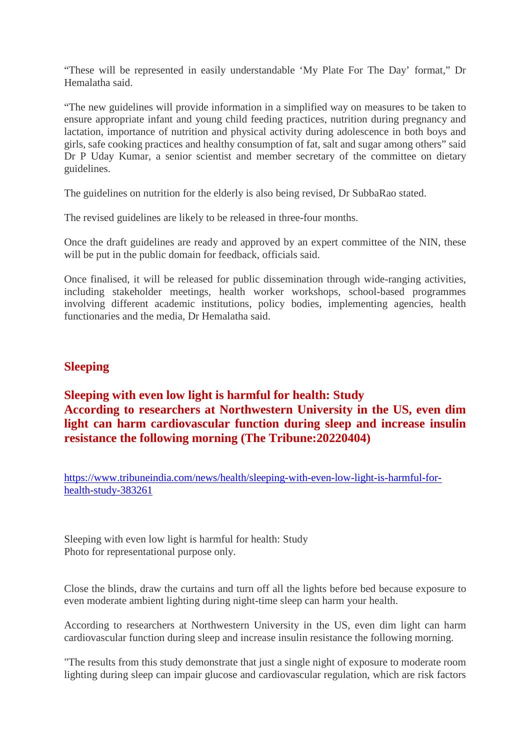"These will be represented in easily understandable 'My Plate For The Day' format," Dr Hemalatha said.

"The new guidelines will provide information in a simplified way on measures to be taken to ensure appropriate infant and young child feeding practices, nutrition during pregnancy and lactation, importance of nutrition and physical activity during adolescence in both boys and girls, safe cooking practices and healthy consumption of fat, salt and sugar among others" said Dr P Uday Kumar, a senior scientist and member secretary of the committee on dietary guidelines.

The guidelines on nutrition for the elderly is also being revised, Dr SubbaRao stated.

The revised guidelines are likely to be released in three-four months.

Once the draft guidelines are ready and approved by an expert committee of the NIN, these will be put in the public domain for feedback, officials said.

Once finalised, it will be released for public dissemination through wide-ranging activities, including stakeholder meetings, health worker workshops, school-based programmes involving different academic institutions, policy bodies, implementing agencies, health functionaries and the media, Dr Hemalatha said.

## Sleeping

### Sleeping with even low light is harmful for health: Study According to researchers at Northwestern University in the US, even dim light can harm cardiovascular function during sleep and increase insulin resistance the following morning (The Tribune:20220404)

https://www.tribuneindia.com/news/health/sleeping-with-even-low-light-is-harmful-for-health-study-383261

Sleeping with even low light is harmful for health: Study
Photo for representational purpose only.

Close the blinds, draw the curtains and turn off all the lights before bed because exposure to even moderate ambient lighting during night-time sleep can harm your health.

According to researchers at Northwestern University in the US, even dim light can harm cardiovascular function during sleep and increase insulin resistance the following morning.

"The results from this study demonstrate that just a single night of exposure to moderate room lighting during sleep can impair glucose and cardiovascular regulation, which are risk factors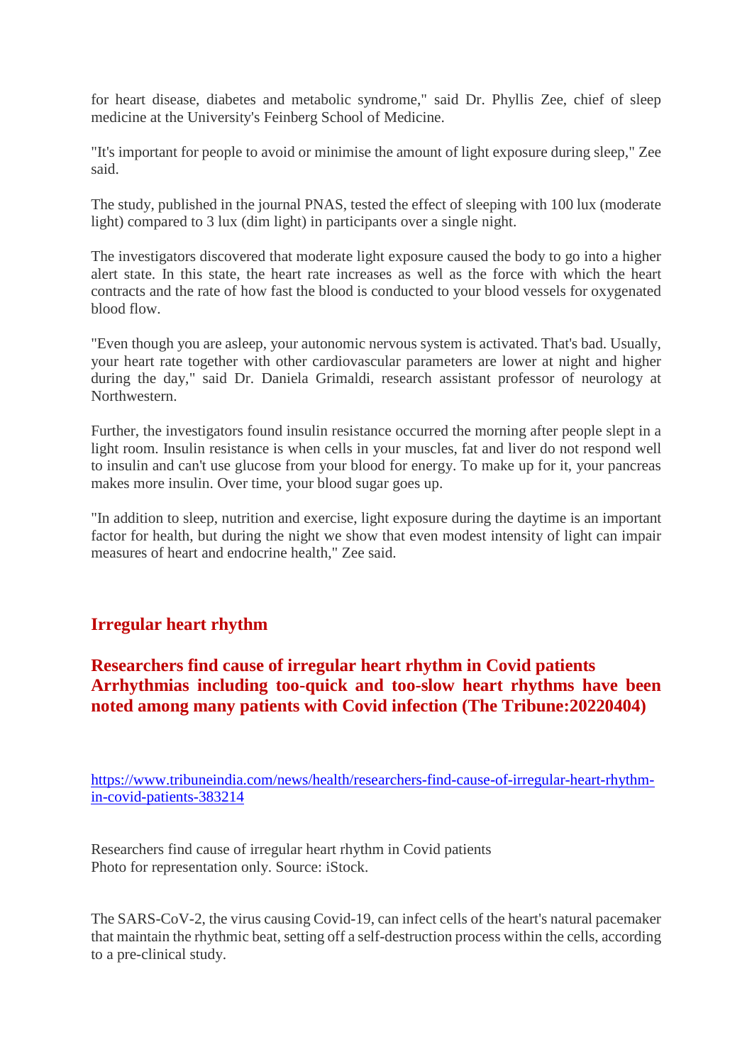for heart disease, diabetes and metabolic syndrome," said Dr. Phyllis Zee, chief of sleep medicine at the University's Feinberg School of Medicine.

"It's important for people to avoid or minimise the amount of light exposure during sleep," Zee said.

The study, published in the journal PNAS, tested the effect of sleeping with 100 lux (moderate light) compared to 3 lux (dim light) in participants over a single night.

The investigators discovered that moderate light exposure caused the body to go into a higher alert state. In this state, the heart rate increases as well as the force with which the heart contracts and the rate of how fast the blood is conducted to your blood vessels for oxygenated blood flow.

"Even though you are asleep, your autonomic nervous system is activated. That's bad. Usually, your heart rate together with other cardiovascular parameters are lower at night and higher during the day," said Dr. Daniela Grimaldi, research assistant professor of neurology at Northwestern.

Further, the investigators found insulin resistance occurred the morning after people slept in a light room. Insulin resistance is when cells in your muscles, fat and liver do not respond well to insulin and can't use glucose from your blood for energy. To make up for it, your pancreas makes more insulin. Over time, your blood sugar goes up.

"In addition to sleep, nutrition and exercise, light exposure during the daytime is an important factor for health, but during the night we show that even modest intensity of light can impair measures of heart and endocrine health," Zee said.

## Irregular heart rhythm

### Researchers find cause of irregular heart rhythm in Covid patients Arrhythmias including too-quick and too-slow heart rhythms have been noted among many patients with Covid infection (The Tribune:20220404)

https://www.tribuneindia.com/news/health/researchers-find-cause-of-irregular-heart-rhythm-in-covid-patients-383214

Researchers find cause of irregular heart rhythm in Covid patients
Photo for representation only. Source: iStock.

The SARS-CoV-2, the virus causing Covid-19, can infect cells of the heart's natural pacemaker that maintain the rhythmic beat, setting off a self-destruction process within the cells, according to a pre-clinical study.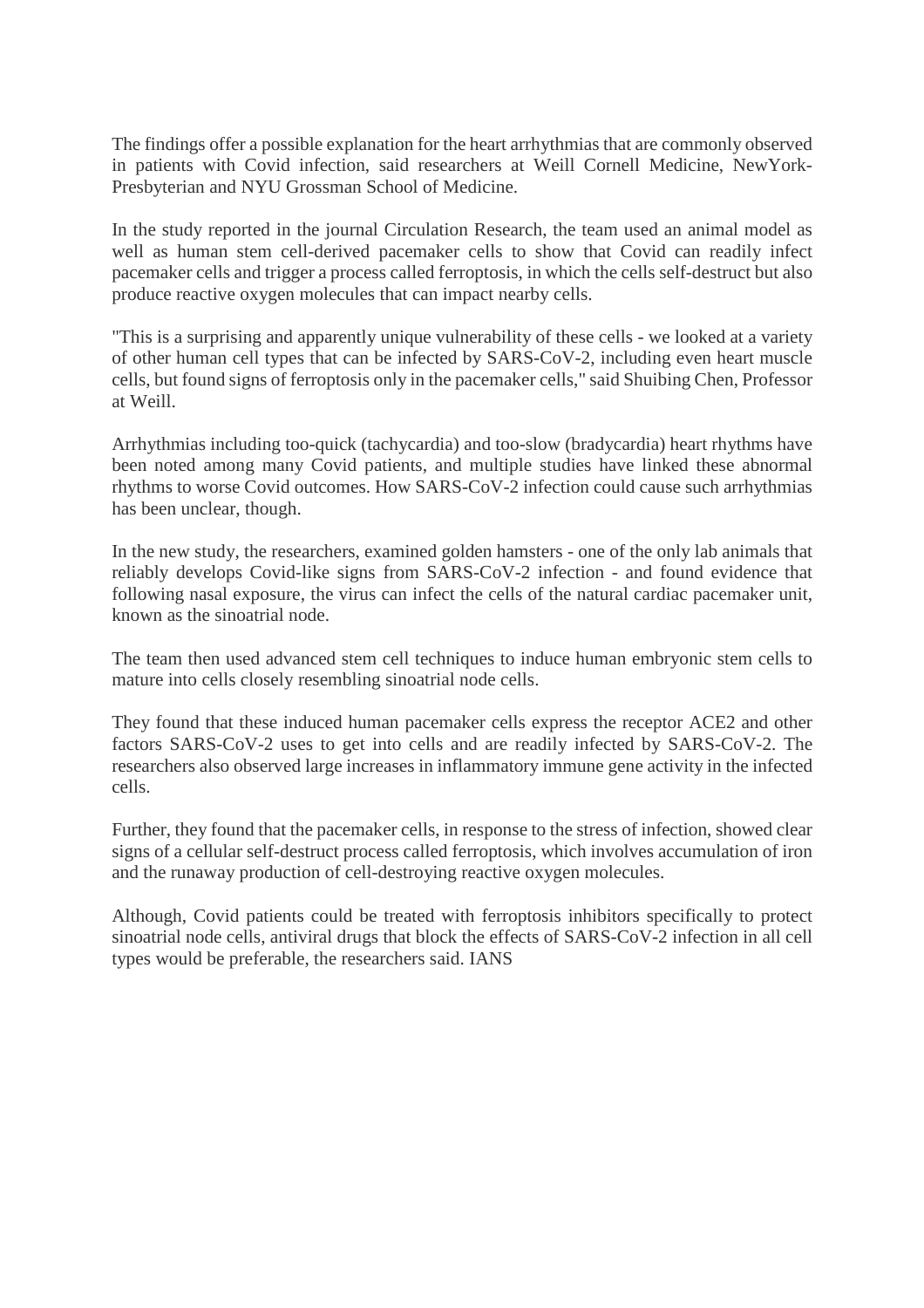The findings offer a possible explanation for the heart arrhythmias that are commonly observed in patients with Covid infection, said researchers at Weill Cornell Medicine, NewYork-Presbyterian and NYU Grossman School of Medicine.

In the study reported in the journal Circulation Research, the team used an animal model as well as human stem cell-derived pacemaker cells to show that Covid can readily infect pacemaker cells and trigger a process called ferroptosis, in which the cells self-destruct but also produce reactive oxygen molecules that can impact nearby cells.

"This is a surprising and apparently unique vulnerability of these cells - we looked at a variety of other human cell types that can be infected by SARS-CoV-2, including even heart muscle cells, but found signs of ferroptosis only in the pacemaker cells," said Shuibing Chen, Professor at Weill.

Arrhythmias including too-quick (tachycardia) and too-slow (bradycardia) heart rhythms have been noted among many Covid patients, and multiple studies have linked these abnormal rhythms to worse Covid outcomes. How SARS-CoV-2 infection could cause such arrhythmias has been unclear, though.

In the new study, the researchers, examined golden hamsters - one of the only lab animals that reliably develops Covid-like signs from SARS-CoV-2 infection - and found evidence that following nasal exposure, the virus can infect the cells of the natural cardiac pacemaker unit, known as the sinoatrial node.

The team then used advanced stem cell techniques to induce human embryonic stem cells to mature into cells closely resembling sinoatrial node cells.

They found that these induced human pacemaker cells express the receptor ACE2 and other factors SARS-CoV-2 uses to get into cells and are readily infected by SARS-CoV-2. The researchers also observed large increases in inflammatory immune gene activity in the infected cells.

Further, they found that the pacemaker cells, in response to the stress of infection, showed clear signs of a cellular self-destruct process called ferroptosis, which involves accumulation of iron and the runaway production of cell-destroying reactive oxygen molecules.

Although, Covid patients could be treated with ferroptosis inhibitors specifically to protect sinoatrial node cells, antiviral drugs that block the effects of SARS-CoV-2 infection in all cell types would be preferable, the researchers said. IANS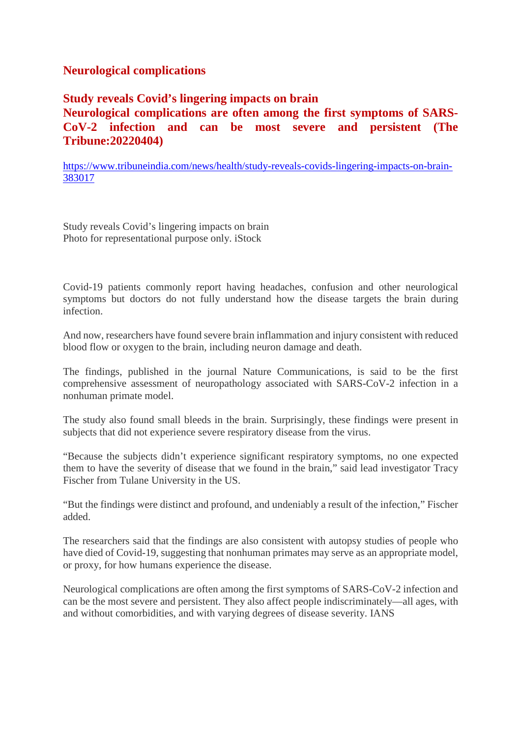## Neurological complications

### Study reveals Covid's lingering impacts on brain
### Neurological complications are often among the first symptoms of SARS-CoV-2 infection and can be most severe and persistent (The Tribune:20220404)

https://www.tribuneindia.com/news/health/study-reveals-covids-lingering-impacts-on-brain-383017

Study reveals Covid's lingering impacts on brain
Photo for representational purpose only. iStock

Covid-19 patients commonly report having headaches, confusion and other neurological symptoms but doctors do not fully understand how the disease targets the brain during infection.

And now, researchers have found severe brain inflammation and injury consistent with reduced blood flow or oxygen to the brain, including neuron damage and death.

The findings, published in the journal Nature Communications, is said to be the first comprehensive assessment of neuropathology associated with SARS-CoV-2 infection in a nonhuman primate model.

The study also found small bleeds in the brain. Surprisingly, these findings were present in subjects that did not experience severe respiratory disease from the virus.

"Because the subjects didn't experience significant respiratory symptoms, no one expected them to have the severity of disease that we found in the brain," said lead investigator Tracy Fischer from Tulane University in the US.

"But the findings were distinct and profound, and undeniably a result of the infection," Fischer added.

The researchers said that the findings are also consistent with autopsy studies of people who have died of Covid-19, suggesting that nonhuman primates may serve as an appropriate model, or proxy, for how humans experience the disease.

Neurological complications are often among the first symptoms of SARS-CoV-2 infection and can be the most severe and persistent. They also affect people indiscriminately—all ages, with and without comorbidities, and with varying degrees of disease severity. IANS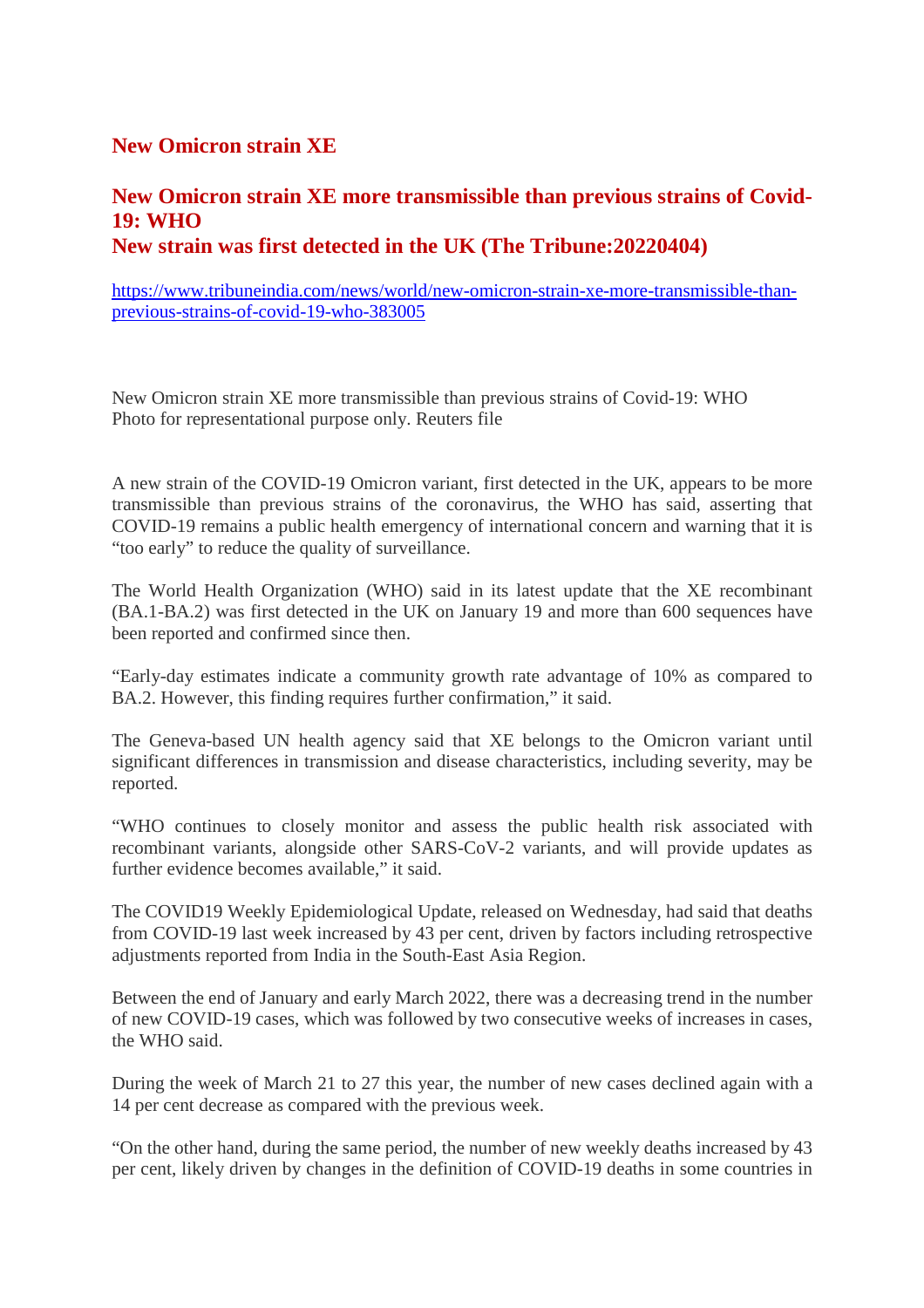## New Omicron strain XE

## New Omicron strain XE more transmissible than previous strains of Covid-19: WHO
## New strain was first detected in the UK (The Tribune:20220404)

https://www.tribuneindia.com/news/world/new-omicron-strain-xe-more-transmissible-than-previous-strains-of-covid-19-who-383005

New Omicron strain XE more transmissible than previous strains of Covid-19: WHO
Photo for representational purpose only. Reuters file

A new strain of the COVID-19 Omicron variant, first detected in the UK, appears to be more transmissible than previous strains of the coronavirus, the WHO has said, asserting that COVID-19 remains a public health emergency of international concern and warning that it is "too early" to reduce the quality of surveillance.

The World Health Organization (WHO) said in its latest update that the XE recombinant (BA.1-BA.2) was first detected in the UK on January 19 and more than 600 sequences have been reported and confirmed since then.

"Early-day estimates indicate a community growth rate advantage of 10% as compared to BA.2. However, this finding requires further confirmation," it said.

The Geneva-based UN health agency said that XE belongs to the Omicron variant until significant differences in transmission and disease characteristics, including severity, may be reported.

"WHO continues to closely monitor and assess the public health risk associated with recombinant variants, alongside other SARS-CoV-2 variants, and will provide updates as further evidence becomes available," it said.

The COVID19 Weekly Epidemiological Update, released on Wednesday, had said that deaths from COVID-19 last week increased by 43 per cent, driven by factors including retrospective adjustments reported from India in the South-East Asia Region.

Between the end of January and early March 2022, there was a decreasing trend in the number of new COVID-19 cases, which was followed by two consecutive weeks of increases in cases, the WHO said.

During the week of March 21 to 27 this year, the number of new cases declined again with a 14 per cent decrease as compared with the previous week.

"On the other hand, during the same period, the number of new weekly deaths increased by 43 per cent, likely driven by changes in the definition of COVID-19 deaths in some countries in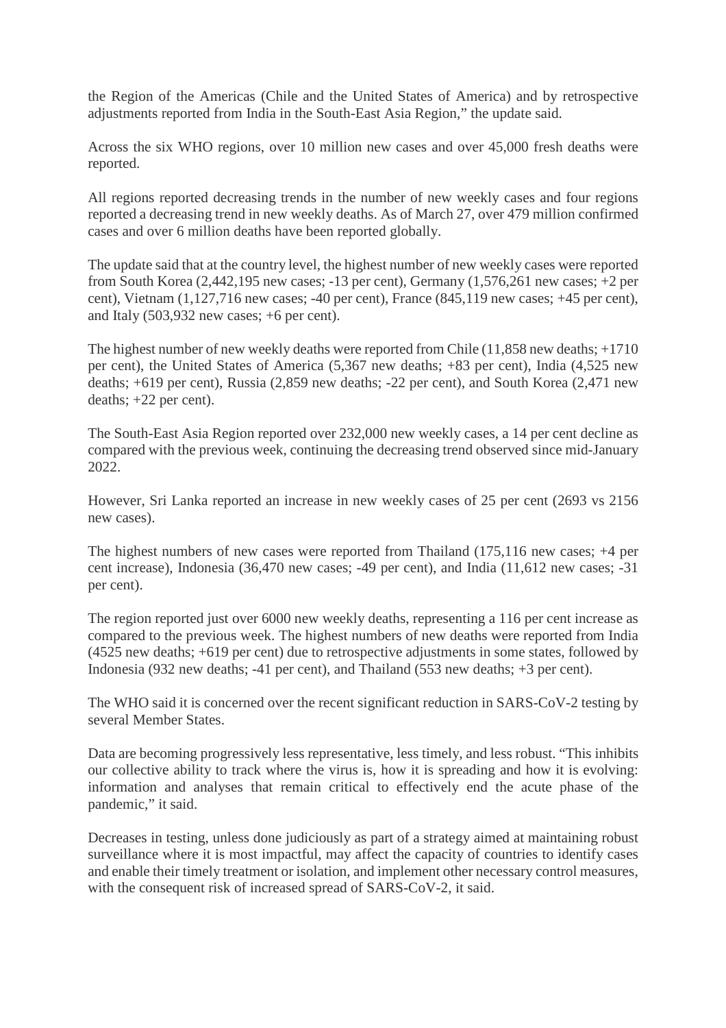the Region of the Americas (Chile and the United States of America) and by retrospective adjustments reported from India in the South-East Asia Region," the update said.

Across the six WHO regions, over 10 million new cases and over 45,000 fresh deaths were reported.

All regions reported decreasing trends in the number of new weekly cases and four regions reported a decreasing trend in new weekly deaths. As of March 27, over 479 million confirmed cases and over 6 million deaths have been reported globally.

The update said that at the country level, the highest number of new weekly cases were reported from South Korea (2,442,195 new cases; -13 per cent), Germany (1,576,261 new cases; +2 per cent), Vietnam (1,127,716 new cases; -40 per cent), France (845,119 new cases; +45 per cent), and Italy (503,932 new cases; +6 per cent).

The highest number of new weekly deaths were reported from Chile (11,858 new deaths; +1710 per cent), the United States of America (5,367 new deaths; +83 per cent), India (4,525 new deaths; +619 per cent), Russia (2,859 new deaths; -22 per cent), and South Korea (2,471 new deaths; +22 per cent).

The South-East Asia Region reported over 232,000 new weekly cases, a 14 per cent decline as compared with the previous week, continuing the decreasing trend observed since mid-January 2022.

However, Sri Lanka reported an increase in new weekly cases of 25 per cent (2693 vs 2156 new cases).

The highest numbers of new cases were reported from Thailand (175,116 new cases; +4 per cent increase), Indonesia (36,470 new cases; -49 per cent), and India (11,612 new cases; -31 per cent).

The region reported just over 6000 new weekly deaths, representing a 116 per cent increase as compared to the previous week. The highest numbers of new deaths were reported from India (4525 new deaths; +619 per cent) due to retrospective adjustments in some states, followed by Indonesia (932 new deaths; -41 per cent), and Thailand (553 new deaths; +3 per cent).

The WHO said it is concerned over the recent significant reduction in SARS-CoV-2 testing by several Member States.

Data are becoming progressively less representative, less timely, and less robust. "This inhibits our collective ability to track where the virus is, how it is spreading and how it is evolving: information and analyses that remain critical to effectively end the acute phase of the pandemic," it said.

Decreases in testing, unless done judiciously as part of a strategy aimed at maintaining robust surveillance where it is most impactful, may affect the capacity of countries to identify cases and enable their timely treatment or isolation, and implement other necessary control measures, with the consequent risk of increased spread of SARS-CoV-2, it said.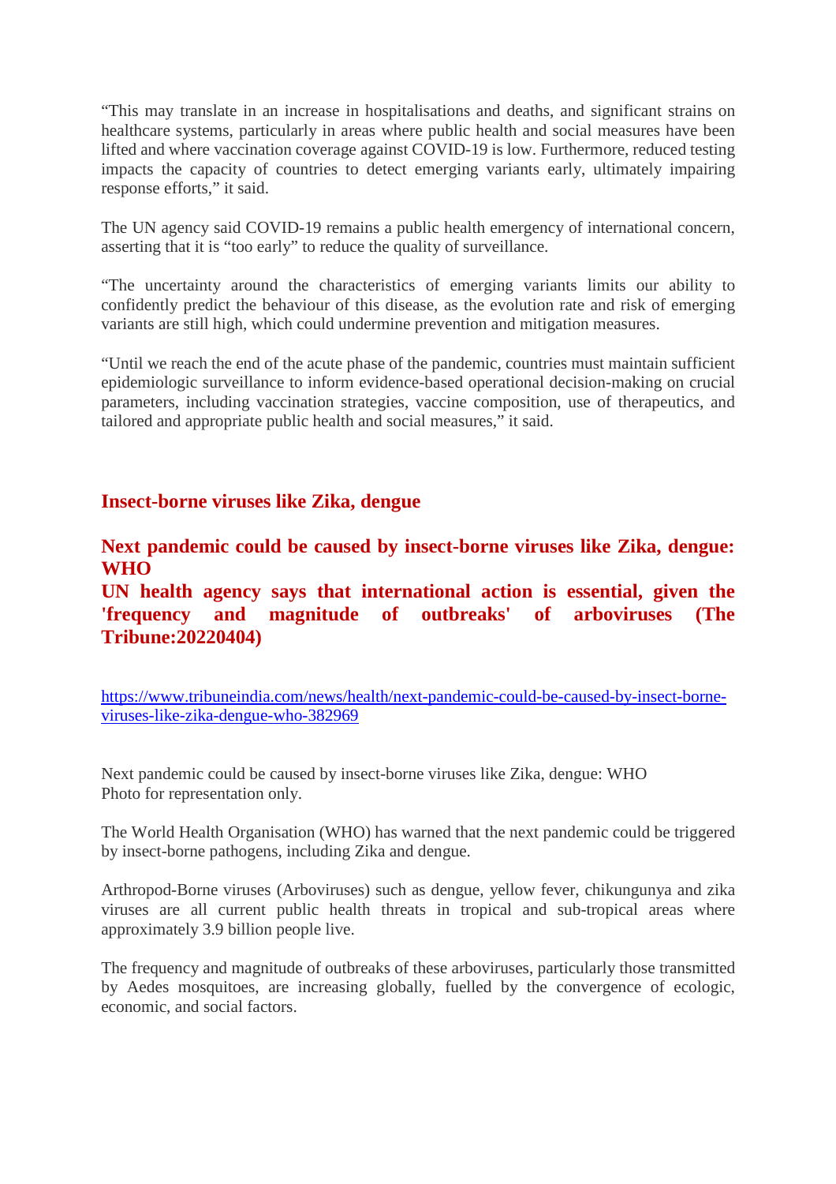"This may translate in an increase in hospitalisations and deaths, and significant strains on healthcare systems, particularly in areas where public health and social measures have been lifted and where vaccination coverage against COVID-19 is low. Furthermore, reduced testing impacts the capacity of countries to detect emerging variants early, ultimately impairing response efforts," it said.

The UN agency said COVID-19 remains a public health emergency of international concern, asserting that it is "too early" to reduce the quality of surveillance.

"The uncertainty around the characteristics of emerging variants limits our ability to confidently predict the behaviour of this disease, as the evolution rate and risk of emerging variants are still high, which could undermine prevention and mitigation measures.

"Until we reach the end of the acute phase of the pandemic, countries must maintain sufficient epidemiologic surveillance to inform evidence-based operational decision-making on crucial parameters, including vaccination strategies, vaccine composition, use of therapeutics, and tailored and appropriate public health and social measures," it said.

## Insect-borne viruses like Zika, dengue

### Next pandemic could be caused by insect-borne viruses like Zika, dengue: WHO
### UN health agency says that international action is essential, given the 'frequency and magnitude of outbreaks' of arboviruses (The Tribune:20220404)

https://www.tribuneindia.com/news/health/next-pandemic-could-be-caused-by-insect-borne-viruses-like-zika-dengue-who-382969

Next pandemic could be caused by insect-borne viruses like Zika, dengue: WHO
Photo for representation only.

The World Health Organisation (WHO) has warned that the next pandemic could be triggered by insect-borne pathogens, including Zika and dengue.

Arthropod-Borne viruses (Arboviruses) such as dengue, yellow fever, chikungunya and zika viruses are all current public health threats in tropical and sub-tropical areas where approximately 3.9 billion people live.

The frequency and magnitude of outbreaks of these arboviruses, particularly those transmitted by Aedes mosquitoes, are increasing globally, fuelled by the convergence of ecologic, economic, and social factors.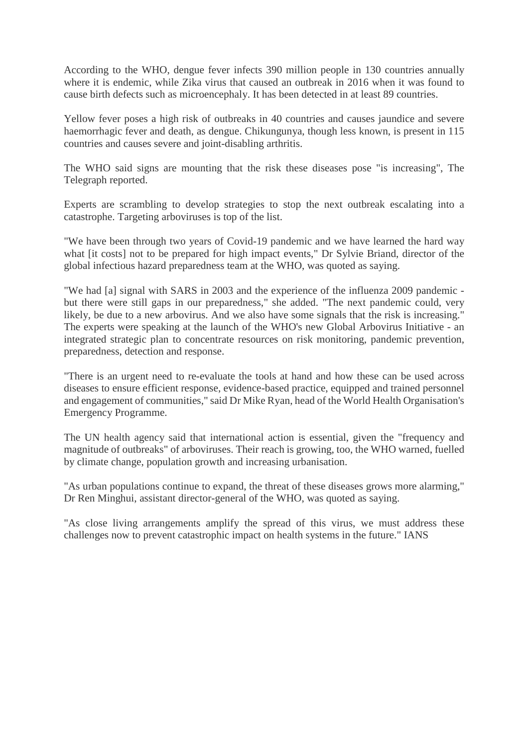According to the WHO, dengue fever infects 390 million people in 130 countries annually where it is endemic, while Zika virus that caused an outbreak in 2016 when it was found to cause birth defects such as microencephaly. It has been detected in at least 89 countries.

Yellow fever poses a high risk of outbreaks in 40 countries and causes jaundice and severe haemorrhagic fever and death, as dengue. Chikungunya, though less known, is present in 115 countries and causes severe and joint-disabling arthritis.

The WHO said signs are mounting that the risk these diseases pose "is increasing", The Telegraph reported.

Experts are scrambling to develop strategies to stop the next outbreak escalating into a catastrophe. Targeting arboviruses is top of the list.

"We have been through two years of Covid-19 pandemic and we have learned the hard way what [it costs] not to be prepared for high impact events," Dr Sylvie Briand, director of the global infectious hazard preparedness team at the WHO, was quoted as saying.

"We had [a] signal with SARS in 2003 and the experience of the influenza 2009 pandemic - but there were still gaps in our preparedness," she added. "The next pandemic could, very likely, be due to a new arbovirus. And we also have some signals that the risk is increasing." The experts were speaking at the launch of the WHO's new Global Arbovirus Initiative - an integrated strategic plan to concentrate resources on risk monitoring, pandemic prevention, preparedness, detection and response.

"There is an urgent need to re-evaluate the tools at hand and how these can be used across diseases to ensure efficient response, evidence-based practice, equipped and trained personnel and engagement of communities," said Dr Mike Ryan, head of the World Health Organisation's Emergency Programme.

The UN health agency said that international action is essential, given the "frequency and magnitude of outbreaks" of arboviruses. Their reach is growing, too, the WHO warned, fuelled by climate change, population growth and increasing urbanisation.

"As urban populations continue to expand, the threat of these diseases grows more alarming," Dr Ren Minghui, assistant director-general of the WHO, was quoted as saying.

"As close living arrangements amplify the spread of this virus, we must address these challenges now to prevent catastrophic impact on health systems in the future." IANS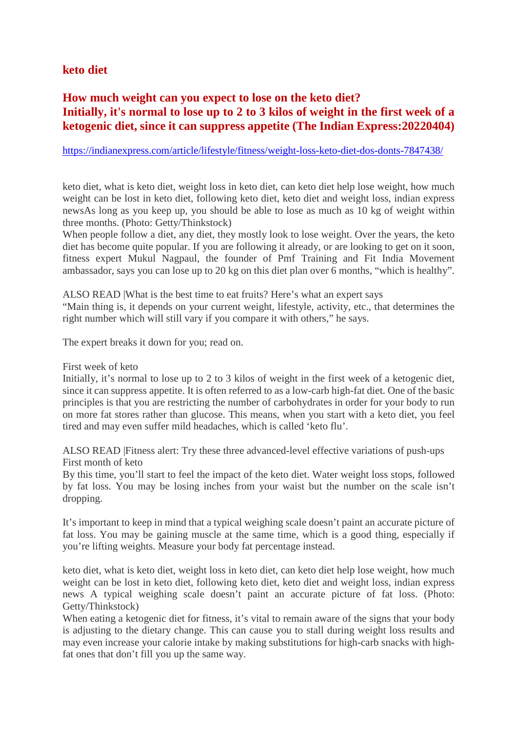## keto diet

## How much weight can you expect to lose on the keto diet?
## Initially, it's normal to lose up to 2 to 3 kilos of weight in the first week of a ketogenic diet, since it can suppress appetite (The Indian Express:20220404)

https://indianexpress.com/article/lifestyle/fitness/weight-loss-keto-diet-dos-donts-7847438/

keto diet, what is keto diet, weight loss in keto diet, can keto diet help lose weight, how much weight can be lost in keto diet, following keto diet, keto diet and weight loss, indian express newsAs long as you keep up, you should be able to lose as much as 10 kg of weight within three months. (Photo: Getty/Thinkstock)

When people follow a diet, any diet, they mostly look to lose weight. Over the years, the keto diet has become quite popular. If you are following it already, or are looking to get on it soon, fitness expert Mukul Nagpaul, the founder of Pmf Training and Fit India Movement ambassador, says you can lose up to 20 kg on this diet plan over 6 months, "which is healthy".

ALSO READ |What is the best time to eat fruits? Here's what an expert says

"Main thing is, it depends on your current weight, lifestyle, activity, etc., that determines the right number which will still vary if you compare it with others," he says.

The expert breaks it down for you; read on.

First week of keto

Initially, it's normal to lose up to 2 to 3 kilos of weight in the first week of a ketogenic diet, since it can suppress appetite. It is often referred to as a low-carb high-fat diet. One of the basic principles is that you are restricting the number of carbohydrates in order for your body to run on more fat stores rather than glucose. This means, when you start with a keto diet, you feel tired and may even suffer mild headaches, which is called 'keto flu'.

ALSO READ |Fitness alert: Try these three advanced-level effective variations of push-ups

First month of keto

By this time, you'll start to feel the impact of the keto diet. Water weight loss stops, followed by fat loss. You may be losing inches from your waist but the number on the scale isn't dropping.

It's important to keep in mind that a typical weighing scale doesn't paint an accurate picture of fat loss. You may be gaining muscle at the same time, which is a good thing, especially if you're lifting weights. Measure your body fat percentage instead.

keto diet, what is keto diet, weight loss in keto diet, can keto diet help lose weight, how much weight can be lost in keto diet, following keto diet, keto diet and weight loss, indian express news A typical weighing scale doesn't paint an accurate picture of fat loss. (Photo: Getty/Thinkstock)

When eating a ketogenic diet for fitness, it's vital to remain aware of the signs that your body is adjusting to the dietary change. This can cause you to stall during weight loss results and may even increase your calorie intake by making substitutions for high-carb snacks with high-fat ones that don't fill you up the same way.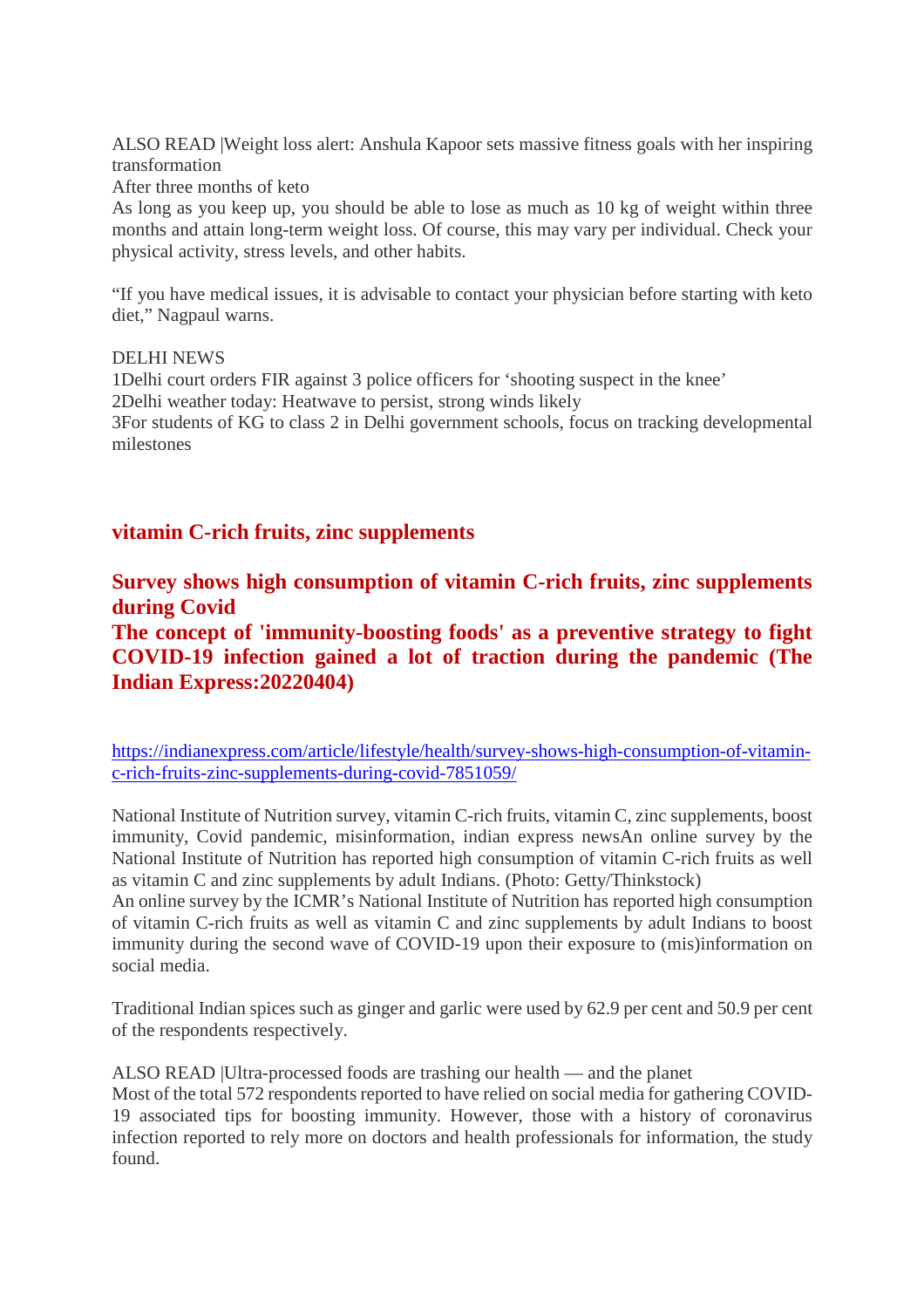ALSO READ |Weight loss alert: Anshula Kapoor sets massive fitness goals with her inspiring transformation

After three months of keto

As long as you keep up, you should be able to lose as much as 10 kg of weight within three months and attain long-term weight loss. Of course, this may vary per individual. Check your physical activity, stress levels, and other habits.

"If you have medical issues, it is advisable to contact your physician before starting with keto diet," Nagpaul warns.

DELHI NEWS

1Delhi court orders FIR against 3 police officers for 'shooting suspect in the knee'

2Delhi weather today: Heatwave to persist, strong winds likely

3For students of KG to class 2 in Delhi government schools, focus on tracking developmental milestones

## vitamin C-rich fruits, zinc supplements

## Survey shows high consumption of vitamin C-rich fruits, zinc supplements during Covid

## The concept of 'immunity-boosting foods' as a preventive strategy to fight COVID-19 infection gained a lot of traction during the pandemic (The Indian Express:20220404)

https://indianexpress.com/article/lifestyle/health/survey-shows-high-consumption-of-vitamin-c-rich-fruits-zinc-supplements-during-covid-7851059/

National Institute of Nutrition survey, vitamin C-rich fruits, vitamin C, zinc supplements, boost immunity, Covid pandemic, misinformation, indian express newsAn online survey by the National Institute of Nutrition has reported high consumption of vitamin C-rich fruits as well as vitamin C and zinc supplements by adult Indians. (Photo: Getty/Thinkstock)

An online survey by the ICMR's National Institute of Nutrition has reported high consumption of vitamin C-rich fruits as well as vitamin C and zinc supplements by adult Indians to boost immunity during the second wave of COVID-19 upon their exposure to (mis)information on social media.

Traditional Indian spices such as ginger and garlic were used by 62.9 per cent and 50.9 per cent of the respondents respectively.

ALSO READ |Ultra-processed foods are trashing our health — and the planet

Most of the total 572 respondents reported to have relied on social media for gathering COVID-19 associated tips for boosting immunity. However, those with a history of coronavirus infection reported to rely more on doctors and health professionals for information, the study found.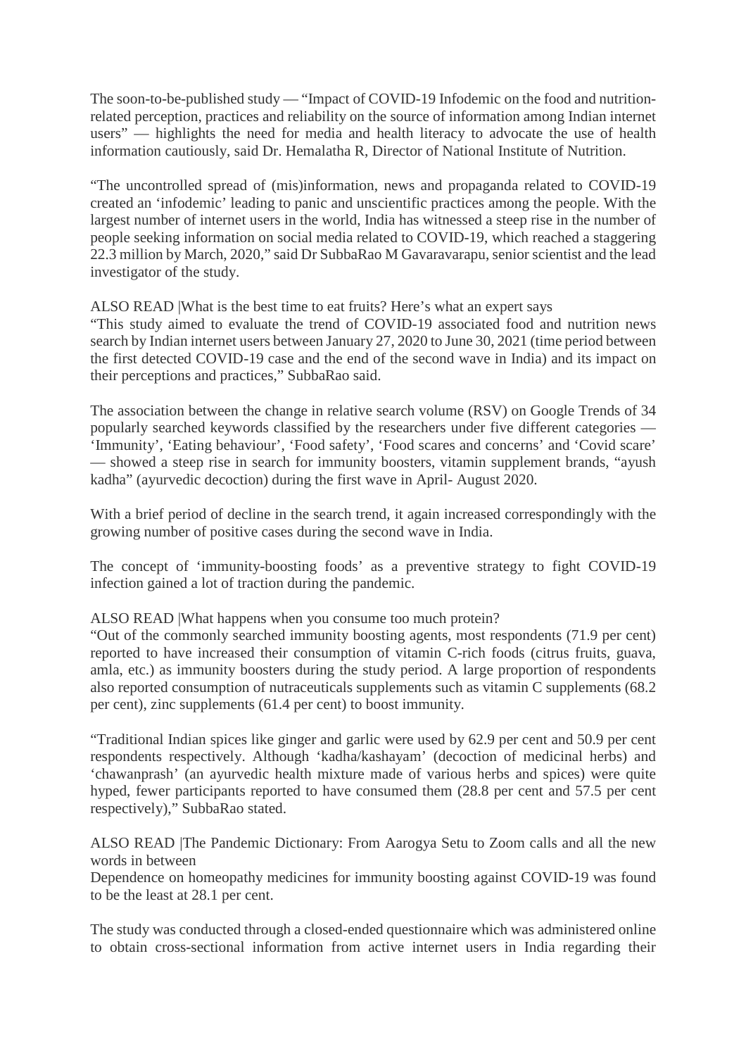The soon-to-be-published study — "Impact of COVID-19 Infodemic on the food and nutrition-related perception, practices and reliability on the source of information among Indian internet users" — highlights the need for media and health literacy to advocate the use of health information cautiously, said Dr. Hemalatha R, Director of National Institute of Nutrition.

"The uncontrolled spread of (mis)information, news and propaganda related to COVID-19 created an 'infodemic' leading to panic and unscientific practices among the people. With the largest number of internet users in the world, India has witnessed a steep rise in the number of people seeking information on social media related to COVID-19, which reached a staggering 22.3 million by March, 2020," said Dr SubbaRao M Gavaravarapu, senior scientist and the lead investigator of the study.

ALSO READ |What is the best time to eat fruits? Here's what an expert says

"This study aimed to evaluate the trend of COVID-19 associated food and nutrition news search by Indian internet users between January 27, 2020 to June 30, 2021 (time period between the first detected COVID-19 case and the end of the second wave in India) and its impact on their perceptions and practices," SubbaRao said.

The association between the change in relative search volume (RSV) on Google Trends of 34 popularly searched keywords classified by the researchers under five different categories — 'Immunity', 'Eating behaviour', 'Food safety', 'Food scares and concerns' and 'Covid scare' — showed a steep rise in search for immunity boosters, vitamin supplement brands, "ayush kadha" (ayurvedic decoction) during the first wave in April- August 2020.

With a brief period of decline in the search trend, it again increased correspondingly with the growing number of positive cases during the second wave in India.

The concept of 'immunity-boosting foods' as a preventive strategy to fight COVID-19 infection gained a lot of traction during the pandemic.

ALSO READ |What happens when you consume too much protein?

"Out of the commonly searched immunity boosting agents, most respondents (71.9 per cent) reported to have increased their consumption of vitamin C-rich foods (citrus fruits, guava, amla, etc.) as immunity boosters during the study period. A large proportion of respondents also reported consumption of nutraceuticals supplements such as vitamin C supplements (68.2 per cent), zinc supplements (61.4 per cent) to boost immunity.

"Traditional Indian spices like ginger and garlic were used by 62.9 per cent and 50.9 per cent respondents respectively. Although 'kadha/kashayam' (decoction of medicinal herbs) and 'chawanprash' (an ayurvedic health mixture made of various herbs and spices) were quite hyped, fewer participants reported to have consumed them (28.8 per cent and 57.5 per cent respectively)," SubbaRao stated.

ALSO READ |The Pandemic Dictionary: From Aarogya Setu to Zoom calls and all the new words in between

Dependence on homeopathy medicines for immunity boosting against COVID-19 was found to be the least at 28.1 per cent.

The study was conducted through a closed-ended questionnaire which was administered online to obtain cross-sectional information from active internet users in India regarding their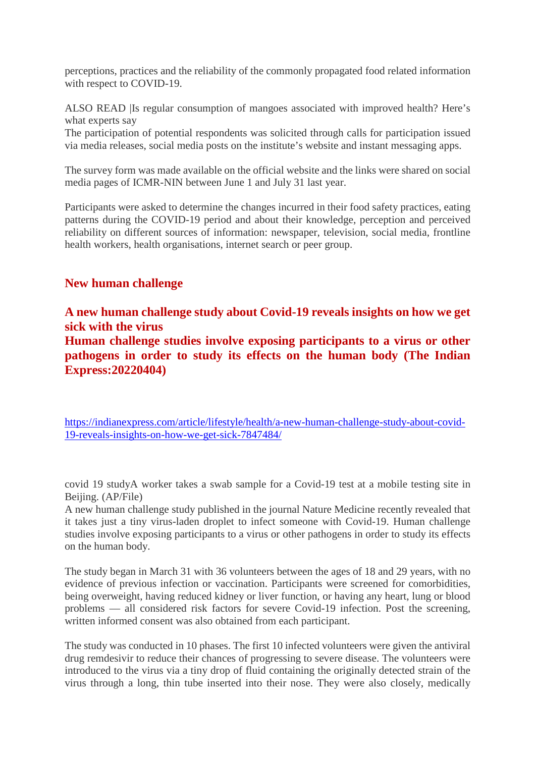perceptions, practices and the reliability of the commonly propagated food related information with respect to COVID-19.

ALSO READ |Is regular consumption of mangoes associated with improved health? Here's what experts say
The participation of potential respondents was solicited through calls for participation issued via media releases, social media posts on the institute's website and instant messaging apps.

The survey form was made available on the official website and the links were shared on social media pages of ICMR-NIN between June 1 and July 31 last year.

Participants were asked to determine the changes incurred in their food safety practices, eating patterns during the COVID-19 period and about their knowledge, perception and perceived reliability on different sources of information: newspaper, television, social media, frontline health workers, health organisations, internet search or peer group.

## New human challenge

### A new human challenge study about Covid-19 reveals insights on how we get sick with the virus
### Human challenge studies involve exposing participants to a virus or other pathogens in order to study its effects on the human body (The Indian Express:20220404)

https://indianexpress.com/article/lifestyle/health/a-new-human-challenge-study-about-covid-19-reveals-insights-on-how-we-get-sick-7847484/

covid 19 studyA worker takes a swab sample for a Covid-19 test at a mobile testing site in Beijing. (AP/File)
A new human challenge study published in the journal Nature Medicine recently revealed that it takes just a tiny virus-laden droplet to infect someone with Covid-19. Human challenge studies involve exposing participants to a virus or other pathogens in order to study its effects on the human body.

The study began in March 31 with 36 volunteers between the ages of 18 and 29 years, with no evidence of previous infection or vaccination. Participants were screened for comorbidities, being overweight, having reduced kidney or liver function, or having any heart, lung or blood problems — all considered risk factors for severe Covid-19 infection. Post the screening, written informed consent was also obtained from each participant.

The study was conducted in 10 phases. The first 10 infected volunteers were given the antiviral drug remdesivir to reduce their chances of progressing to severe disease. The volunteers were introduced to the virus via a tiny drop of fluid containing the originally detected strain of the virus through a long, thin tube inserted into their nose. They were also closely, medically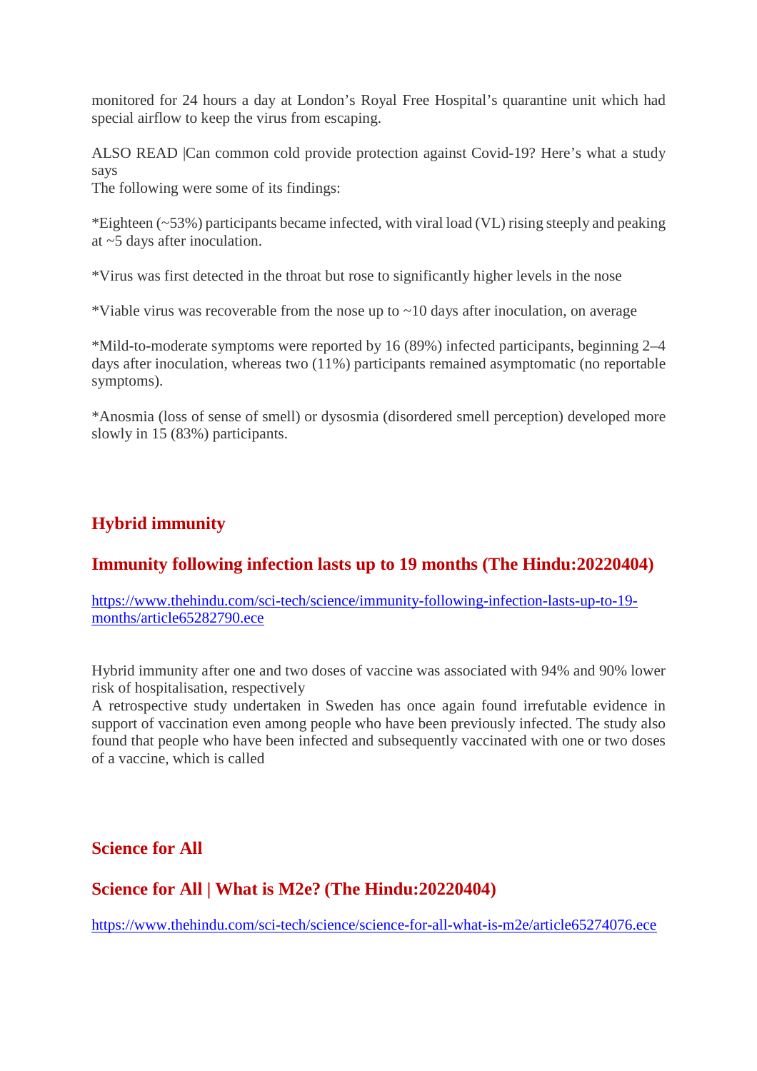monitored for 24 hours a day at London's Royal Free Hospital's quarantine unit which had special airflow to keep the virus from escaping.

ALSO READ |Can common cold provide protection against Covid-19? Here's what a study says
The following were some of its findings:

*Eighteen (~53%) participants became infected, with viral load (VL) rising steeply and peaking at ~5 days after inoculation.

*Virus was first detected in the throat but rose to significantly higher levels in the nose

*Viable virus was recoverable from the nose up to ~10 days after inoculation, on average

*Mild-to-moderate symptoms were reported by 16 (89%) infected participants, beginning 2–4 days after inoculation, whereas two (11%) participants remained asymptomatic (no reportable symptoms).

*Anosmia (loss of sense of smell) or dysosmia (disordered smell perception) developed more slowly in 15 (83%) participants.

## Hybrid immunity

### Immunity following infection lasts up to 19 months (The Hindu:20220404)

https://www.thehindu.com/sci-tech/science/immunity-following-infection-lasts-up-to-19-months/article65282790.ece

Hybrid immunity after one and two doses of vaccine was associated with 94% and 90% lower risk of hospitalisation, respectively
A retrospective study undertaken in Sweden has once again found irrefutable evidence in support of vaccination even among people who have been previously infected. The study also found that people who have been infected and subsequently vaccinated with one or two doses of a vaccine, which is called

## Science for All

### Science for All | What is M2e? (The Hindu:20220404)

https://www.thehindu.com/sci-tech/science/science-for-all-what-is-m2e/article65274076.ece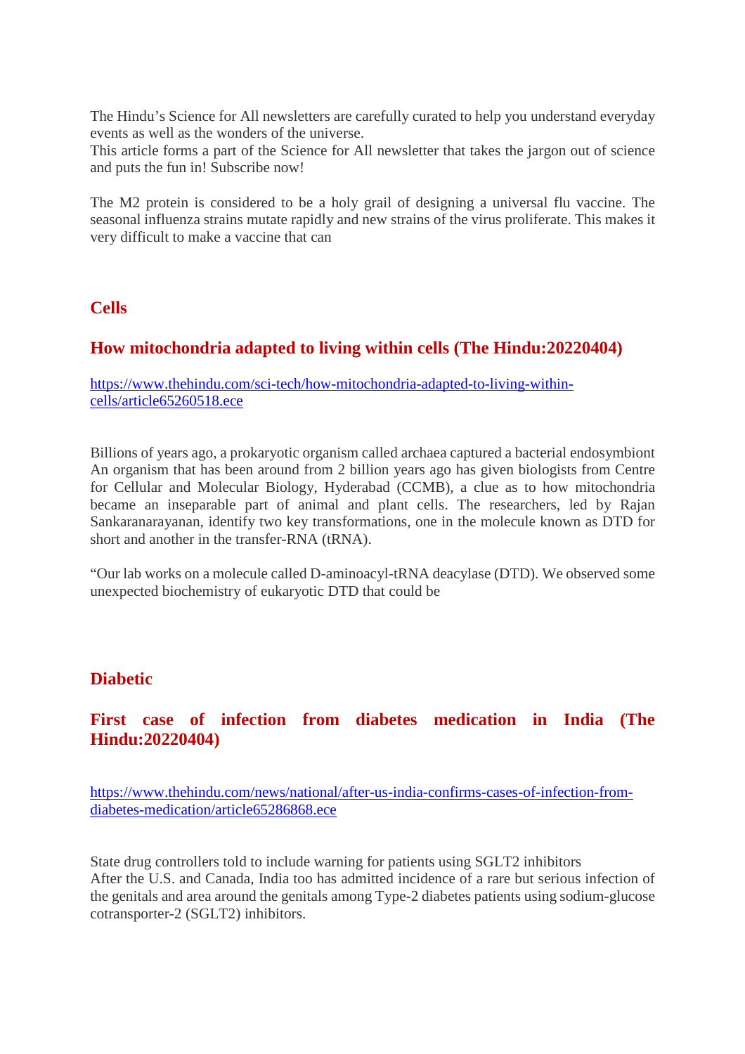The Hindu's Science for All newsletters are carefully curated to help you understand everyday events as well as the wonders of the universe.
This article forms a part of the Science for All newsletter that takes the jargon out of science and puts the fun in! Subscribe now!

The M2 protein is considered to be a holy grail of designing a universal flu vaccine. The seasonal influenza strains mutate rapidly and new strains of the virus proliferate. This makes it very difficult to make a vaccine that can

## Cells

### How mitochondria adapted to living within cells (The Hindu:20220404)

https://www.thehindu.com/sci-tech/how-mitochondria-adapted-to-living-within-cells/article65260518.ece

Billions of years ago, a prokaryotic organism called archaea captured a bacterial endosymbiont An organism that has been around from 2 billion years ago has given biologists from Centre for Cellular and Molecular Biology, Hyderabad (CCMB), a clue as to how mitochondria became an inseparable part of animal and plant cells. The researchers, led by Rajan Sankaranarayanan, identify two key transformations, one in the molecule known as DTD for short and another in the transfer-RNA (tRNA).

"Our lab works on a molecule called D-aminoacyl-tRNA deacylase (DTD). We observed some unexpected biochemistry of eukaryotic DTD that could be

## Diabetic

### First case of infection from diabetes medication in India (The Hindu:20220404)

https://www.thehindu.com/news/national/after-us-india-confirms-cases-of-infection-from-diabetes-medication/article65286868.ece

State drug controllers told to include warning for patients using SGLT2 inhibitors
After the U.S. and Canada, India too has admitted incidence of a rare but serious infection of the genitals and area around the genitals among Type-2 diabetes patients using sodium-glucose cotransporter-2 (SGLT2) inhibitors.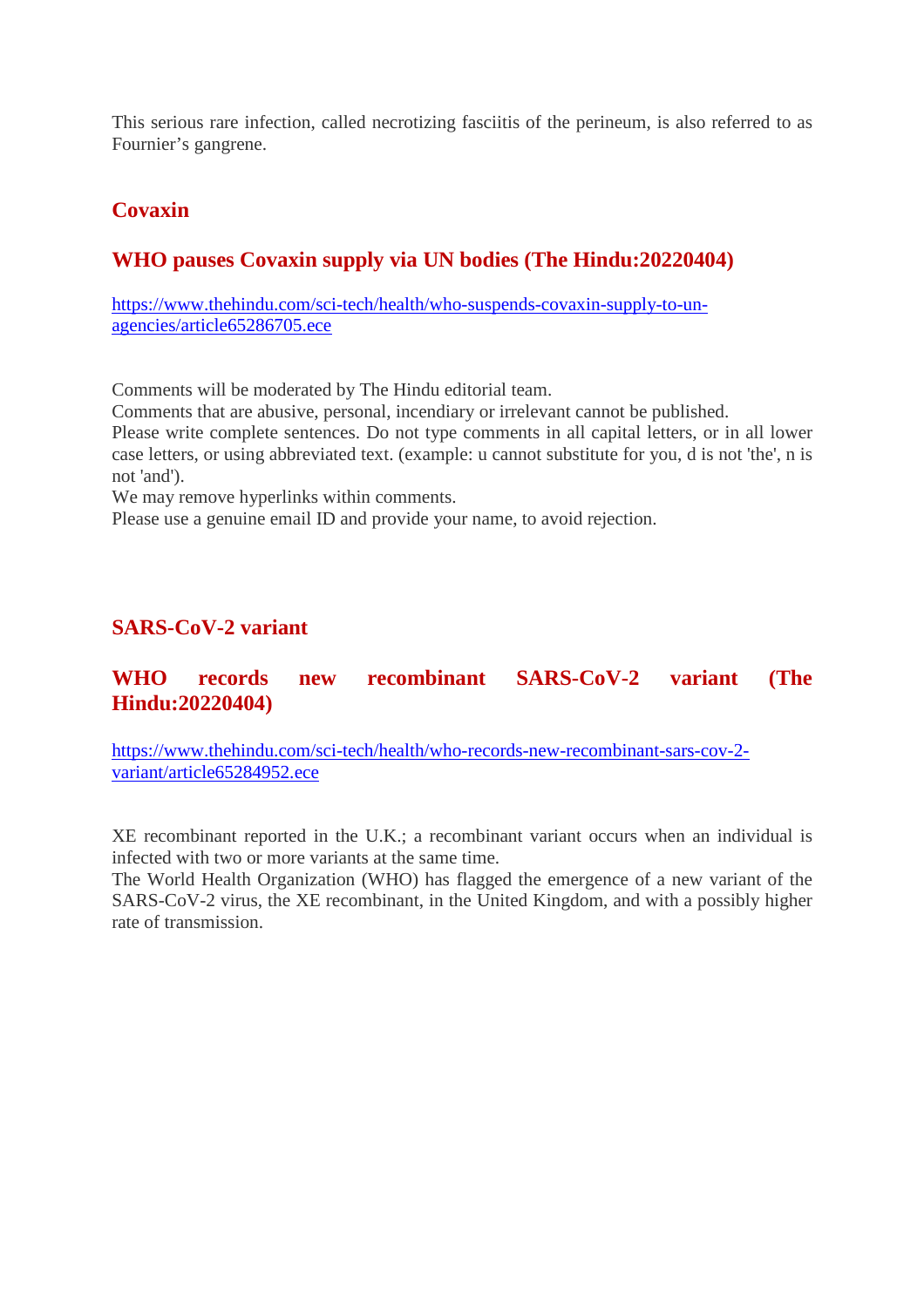This serious rare infection, called necrotizing fasciitis of the perineum, is also referred to as Fournier's gangrene.

## Covaxin

### WHO pauses Covaxin supply via UN bodies (The Hindu:20220404)

[https://www.thehindu.com/sci-tech/health/who-suspends-covaxin-supply-to-un-agencies/article65286705.ece](https://www.thehindu.com/sci-tech/health/who-suspends-covaxin-supply-to-un-agencies/article65286705.ece)

Comments will be moderated by The Hindu editorial team.
Comments that are abusive, personal, incendiary or irrelevant cannot be published.
Please write complete sentences. Do not type comments in all capital letters, or in all lower case letters, or using abbreviated text. (example: u cannot substitute for you, d is not 'the', n is not 'and').
We may remove hyperlinks within comments.
Please use a genuine email ID and provide your name, to avoid rejection.

## SARS-CoV-2 variant

### WHO records new recombinant SARS-CoV-2 variant (The Hindu:20220404)

[https://www.thehindu.com/sci-tech/health/who-records-new-recombinant-sars-cov-2-variant/article65284952.ece](https://www.thehindu.com/sci-tech/health/who-records-new-recombinant-sars-cov-2-variant/article65284952.ece)

XE recombinant reported in the U.K.; a recombinant variant occurs when an individual is infected with two or more variants at the same time.
The World Health Organization (WHO) has flagged the emergence of a new variant of the SARS-CoV-2 virus, the XE recombinant, in the United Kingdom, and with a possibly higher rate of transmission.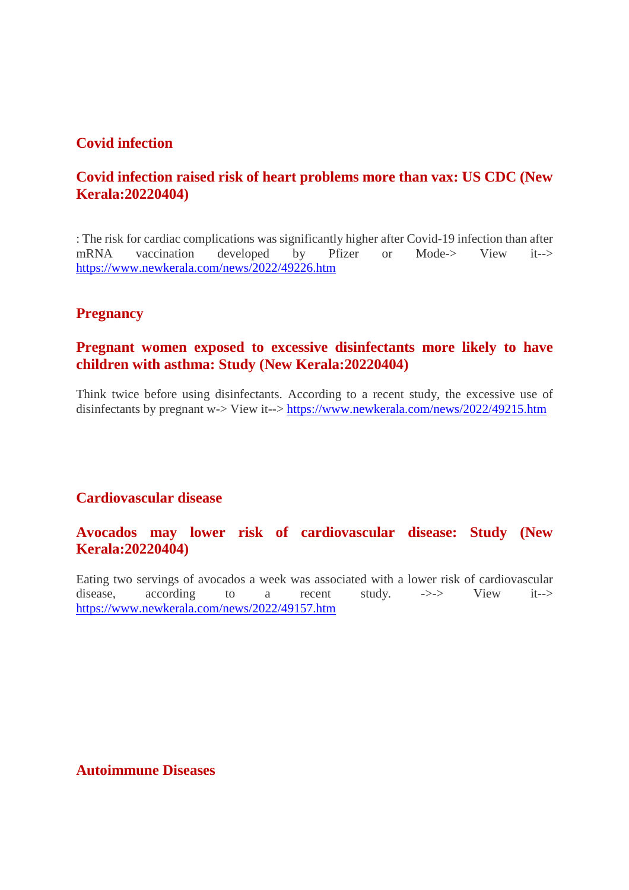## Covid infection

### Covid infection raised risk of heart problems more than vax: US CDC (New Kerala:20220404)

: The risk for cardiac complications was significantly higher after Covid-19 infection than after mRNA vaccination developed by Pfizer or Mode-> View it--> https://www.newkerala.com/news/2022/49226.htm

## Pregnancy

### Pregnant women exposed to excessive disinfectants more likely to have children with asthma: Study (New Kerala:20220404)

Think twice before using disinfectants. According to a recent study, the excessive use of disinfectants by pregnant w-> View it--> https://www.newkerala.com/news/2022/49215.htm

## Cardiovascular disease

### Avocados may lower risk of cardiovascular disease: Study (New Kerala:20220404)

Eating two servings of avocados a week was associated with a lower risk of cardiovascular disease, according to a recent study. ->-> View it--> https://www.newkerala.com/news/2022/49157.htm

## Autoimmune Diseases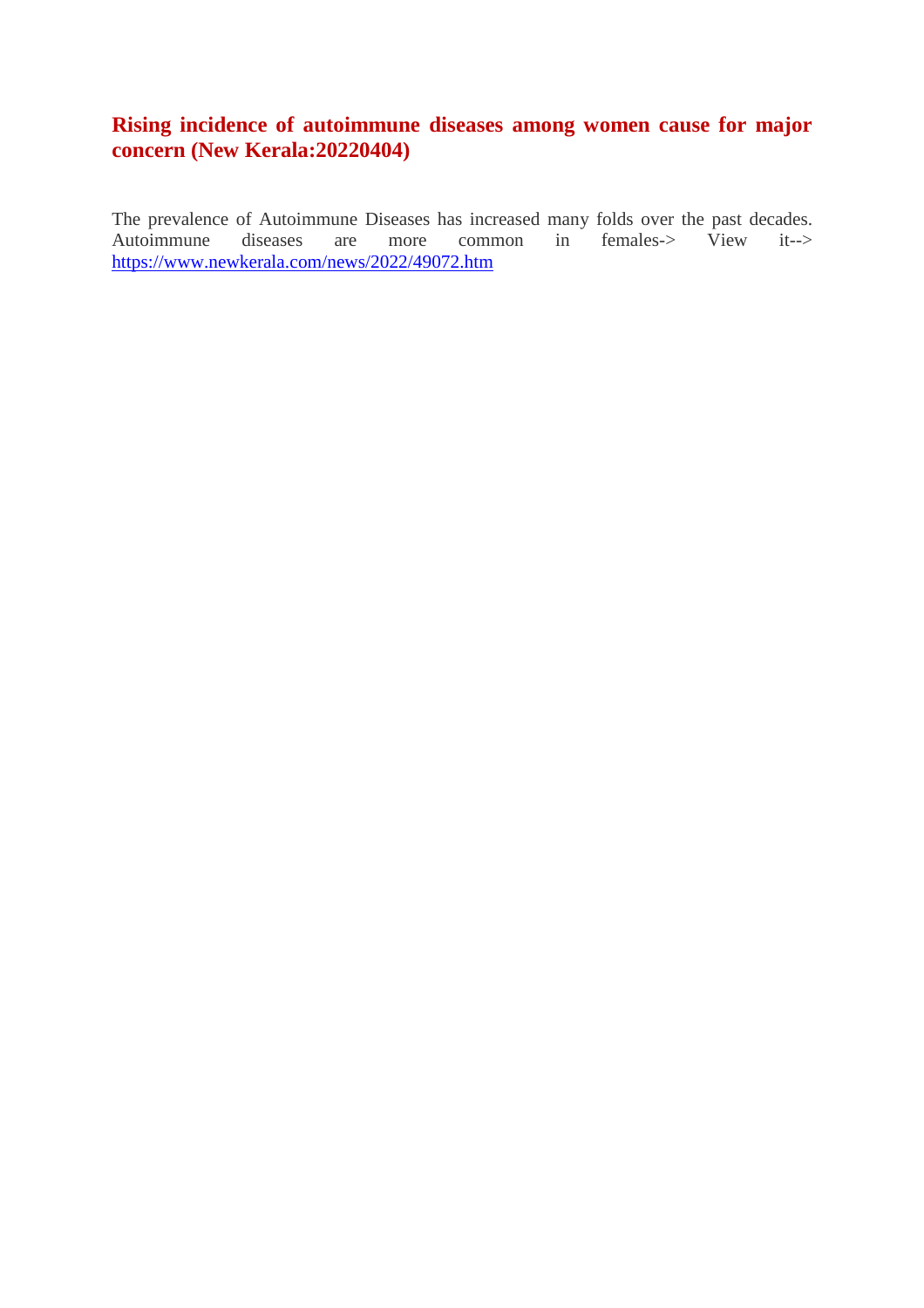## Rising incidence of autoimmune diseases among women cause for major concern (New Kerala:20220404)

The prevalence of Autoimmune Diseases has increased many folds over the past decades. Autoimmune diseases are more common in females-> View it--> https://www.newkerala.com/news/2022/49072.htm